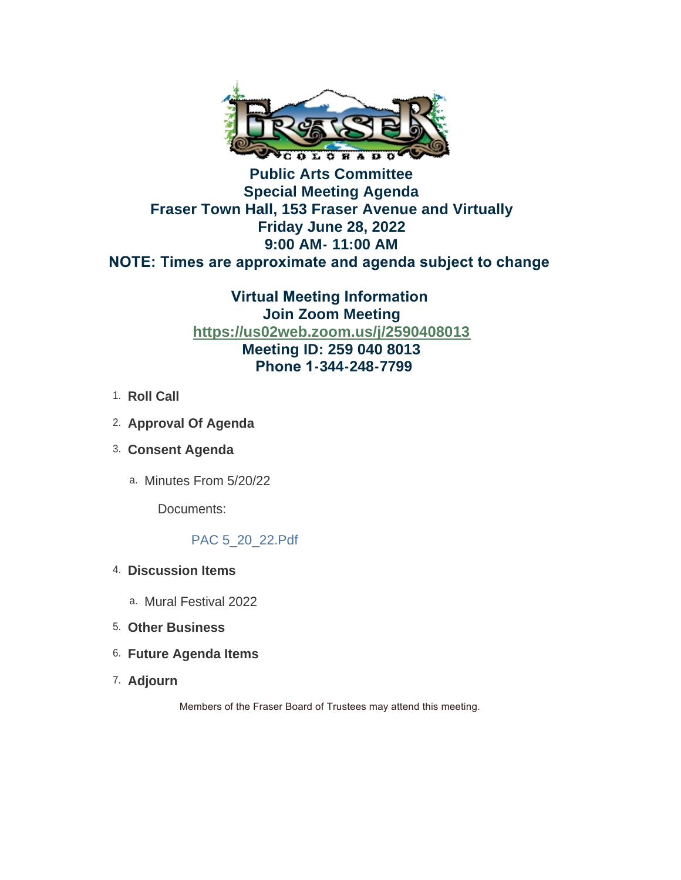# Public Arts Committee
## Special Meeting Agenda
## Fraser Town Hall, 153 Fraser Avenue and Virtually
## Friday June 28, 2022
## 9:00 AM- 11:00 AM
## NOTE: Times are approximate and agenda subject to change

## Virtual Meeting Information
**Join Zoom Meeting**
**https://us02web.zoom.us/j/2590408013**
**Meeting ID: 259 040 8013**
**Phone 1-344-248-7799**

1. **Roll Call**
2. **Approval Of Agenda**
3. **Consent Agenda**
   a. Minutes From 5/20/22

      Documents:

      PAC 5_20_22.Pdf
4. **Discussion Items**
   a. Mural Festival 2022
5. **Other Business**
6. **Future Agenda Items**
7. **Adjourn**

Members of the Fraser Board of Trustees may attend this meeting.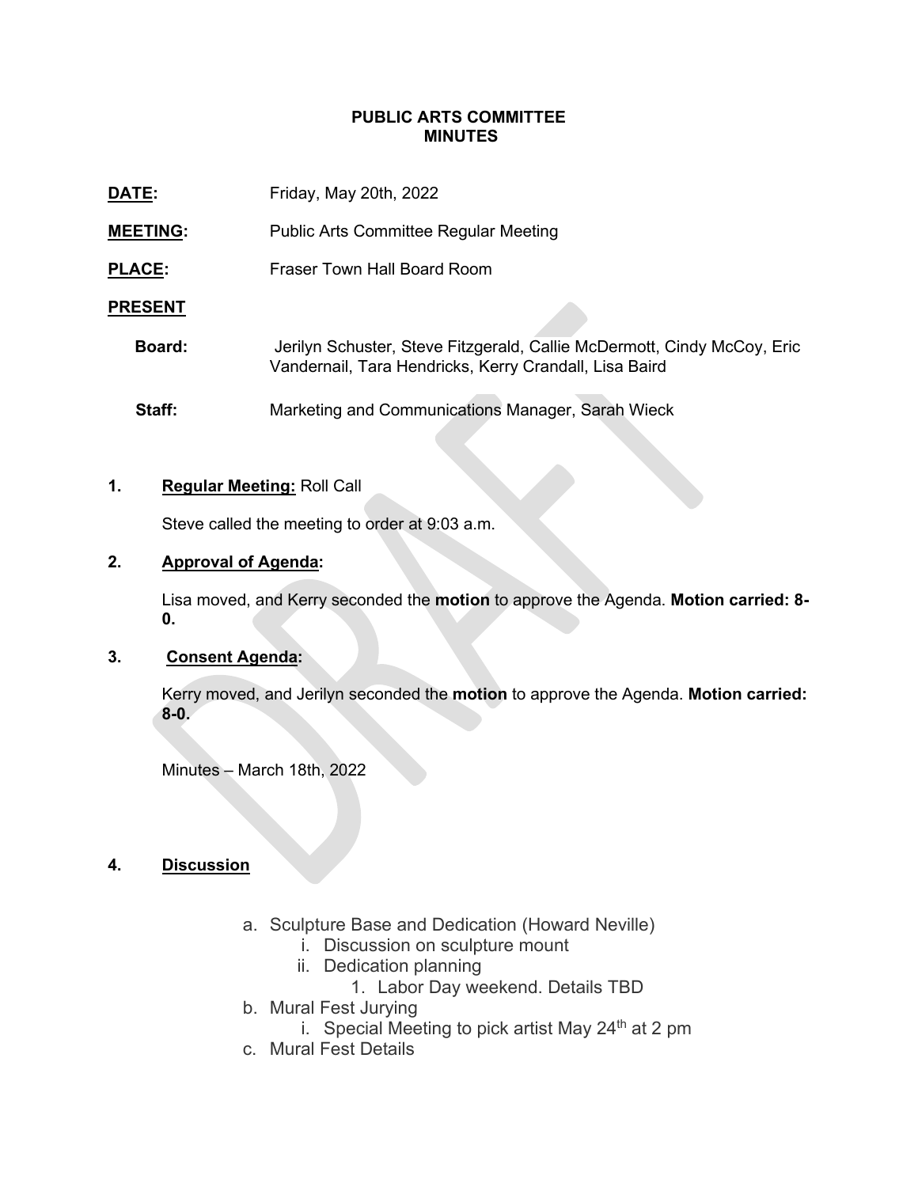# PUBLIC ARTS COMMITTEE MINUTES

**DATE:** Friday, May 20th, 2022

**MEETING:** Public Arts Committee Regular Meeting

**PLACE:** Fraser Town Hall Board Room

**PRESENT**

**Board:** Jerilyn Schuster, Steve Fitzgerald, Callie McDermott, Cindy McCoy, Eric Vandernail, Tara Hendricks, Kerry Crandall, Lisa Baird

**Staff:** Marketing and Communications Manager, Sarah Wieck

**1. Regular Meeting: Roll Call**

Steve called the meeting to order at 9:03 a.m.

**2. Approval of Agenda:**

Lisa moved, and Kerry seconded the **motion** to approve the Agenda. **Motion carried: 8-0.**

**3. Consent Agenda:**

Kerry moved, and Jerilyn seconded the **motion** to approve the Agenda. **Motion carried: 8-0.**

Minutes – March 18th, 2022

**4. Discussion**

a. Sculpture Base and Dedication (Howard Neville)
   i. Discussion on sculpture mount
   ii. Dedication planning
      1. Labor Day weekend. Details TBD
b. Mural Fest Jurying
   i. Special Meeting to pick artist May 24th at 2 pm
c. Mural Fest Details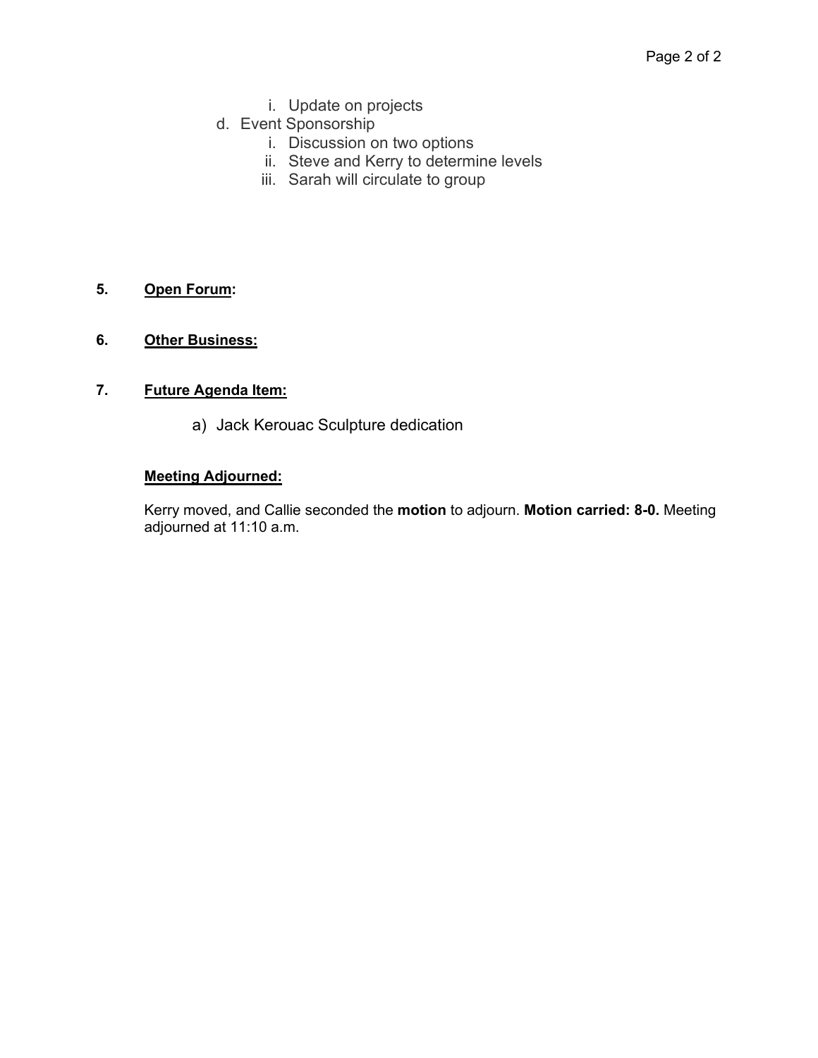i. Update on projects

    d. Event Sponsorship
        i. Discussion on two options
        ii. Steve and Kerry to determine levels
        iii. Sarah will circulate to group

**5. <u>Open Forum</u>:**

**6. <u>Other Business:</u>**

**7. <u>Future Agenda Item:</u>**

a) Jack Kerouac Sculpture dedication

**<u>Meeting Adjourned:</u>**

Kerry moved, and Callie seconded the **motion** to adjourn. **Motion carried: 8-0.** Meeting adjourned at 11:10 a.m.